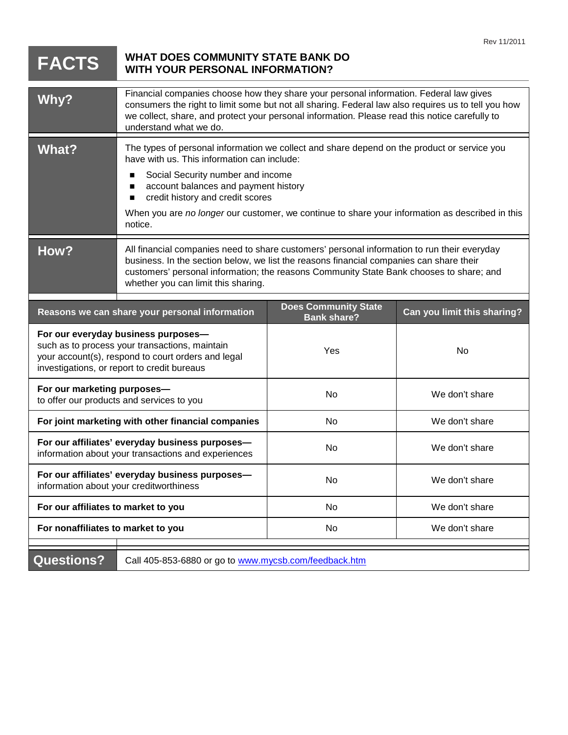Rev 11/2011

# FACTS — WHAT DOES COMMUNITY STATE BANK DO WITH YOUR PERSONAL INFORMATION?

## Why?

Financial companies choose how they share your personal information. Federal law gives consumers the right to limit some but not all sharing. Federal law also requires us to tell you how we collect, share, and protect your personal information. Please read this notice carefully to understand what we do.

## What?

The types of personal information we collect and share depend on the product or service you have with us. This information can include:

- Social Security number and income
- account balances and payment history
- credit history and credit scores

When you are *no longer* our customer, we continue to share your information as described in this notice.

## How?

All financial companies need to share customers' personal information to run their everyday business. In the section below, we list the reasons financial companies can share their customers' personal information; the reasons Community State Bank chooses to share; and whether you can limit this sharing.

| Reasons we can share your personal information | Does Community State Bank share? | Can you limit this sharing? |
|---|---|---|
| **For our everyday business purposes—** such as to process your transactions, maintain your account(s), respond to court orders and legal investigations, or report to credit bureaus | Yes | No |
| **For our marketing purposes—** to offer our products and services to you | No | We don't share |
| **For joint marketing with other financial companies** | No | We don't share |
| **For our affiliates' everyday business purposes—** information about your transactions and experiences | No | We don't share |
| **For our affiliates' everyday business purposes—** information about your creditworthiness | No | We don't share |
| **For our affiliates to market to you** | No | We don't share |
| **For nonaffiliates to market to you** | No | We don't share |

## Questions?

Call 405-853-6880 or go to www.mycsb.com/feedback.htm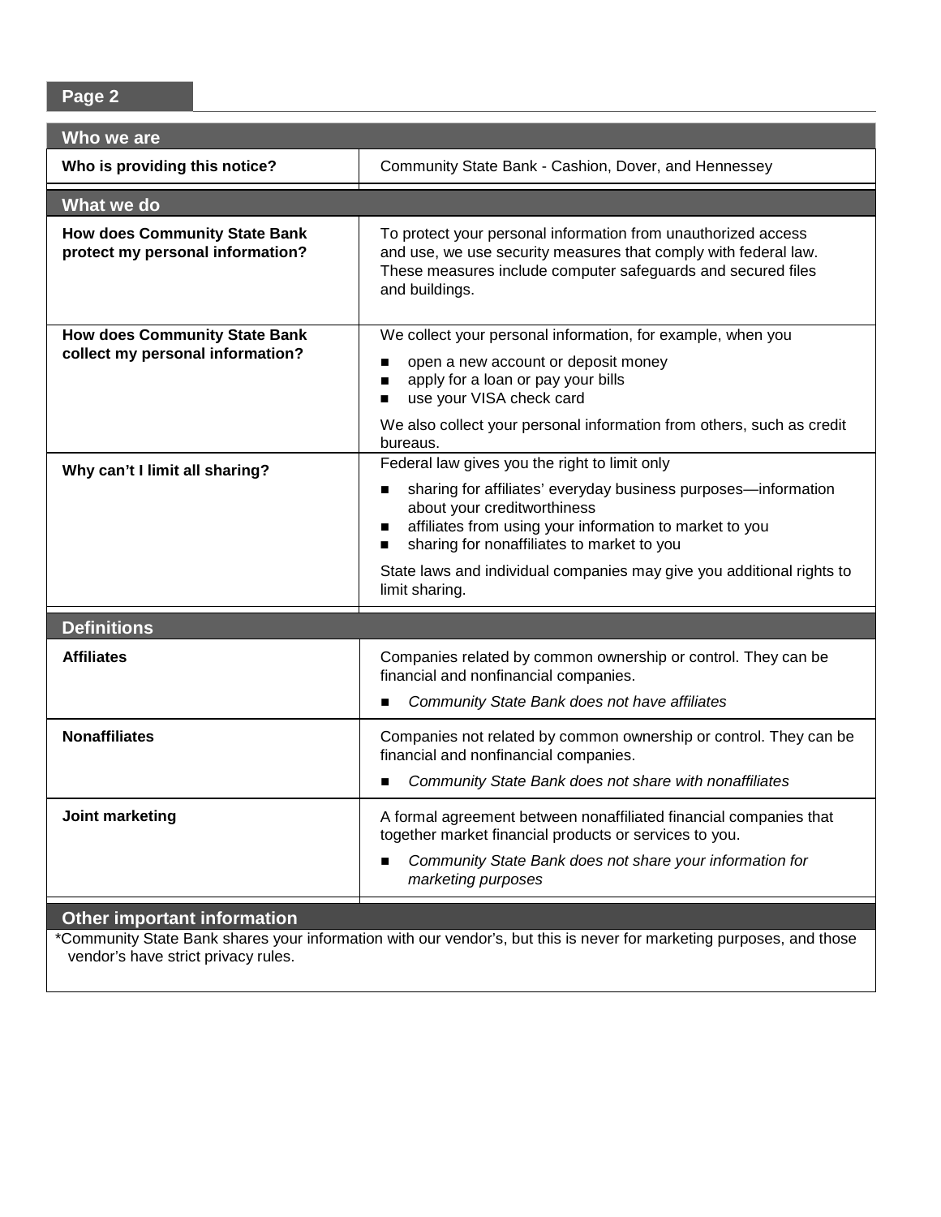## Who we are

| | |
|---|---|
| **Who is providing this notice?** | Community State Bank - Cashion, Dover, and Hennessey |

## What we do

| | |
|---|---|
| **How does Community State Bank protect my personal information?** | To protect your personal information from unauthorized access and use, we use security measures that comply with federal law. These measures include computer safeguards and secured files and buildings. |
| **How does Community State Bank collect my personal information?** | We collect your personal information, for example, when you<br>■ open a new account or deposit money<br>■ apply for a loan or pay your bills<br>■ use your VISA check card<br><br>We also collect your personal information from others, such as credit bureaus. |
| **Why can't I limit all sharing?** | Federal law gives you the right to limit only<br>■ sharing for affiliates' everyday business purposes—information about your creditworthiness<br>■ affiliates from using your information to market to you<br>■ sharing for nonaffiliates to market to you<br><br>State laws and individual companies may give you additional rights to limit sharing. |

## Definitions

| | |
|---|---|
| **Affiliates** | Companies related by common ownership or control. They can be financial and nonfinancial companies.<br>■ *Community State Bank does not have affiliates* |
| **Nonaffiliates** | Companies not related by common ownership or control. They can be financial and nonfinancial companies.<br>■ *Community State Bank does not share with nonaffiliates* |
| **Joint marketing** | A formal agreement between nonaffiliated financial companies that together market financial products or services to you.<br>■ *Community State Bank does not share your information for marketing purposes* |

## Other important information

*Community State Bank shares your information with our vendor's, but this is never for marketing purposes, and those vendor's have strict privacy rules.